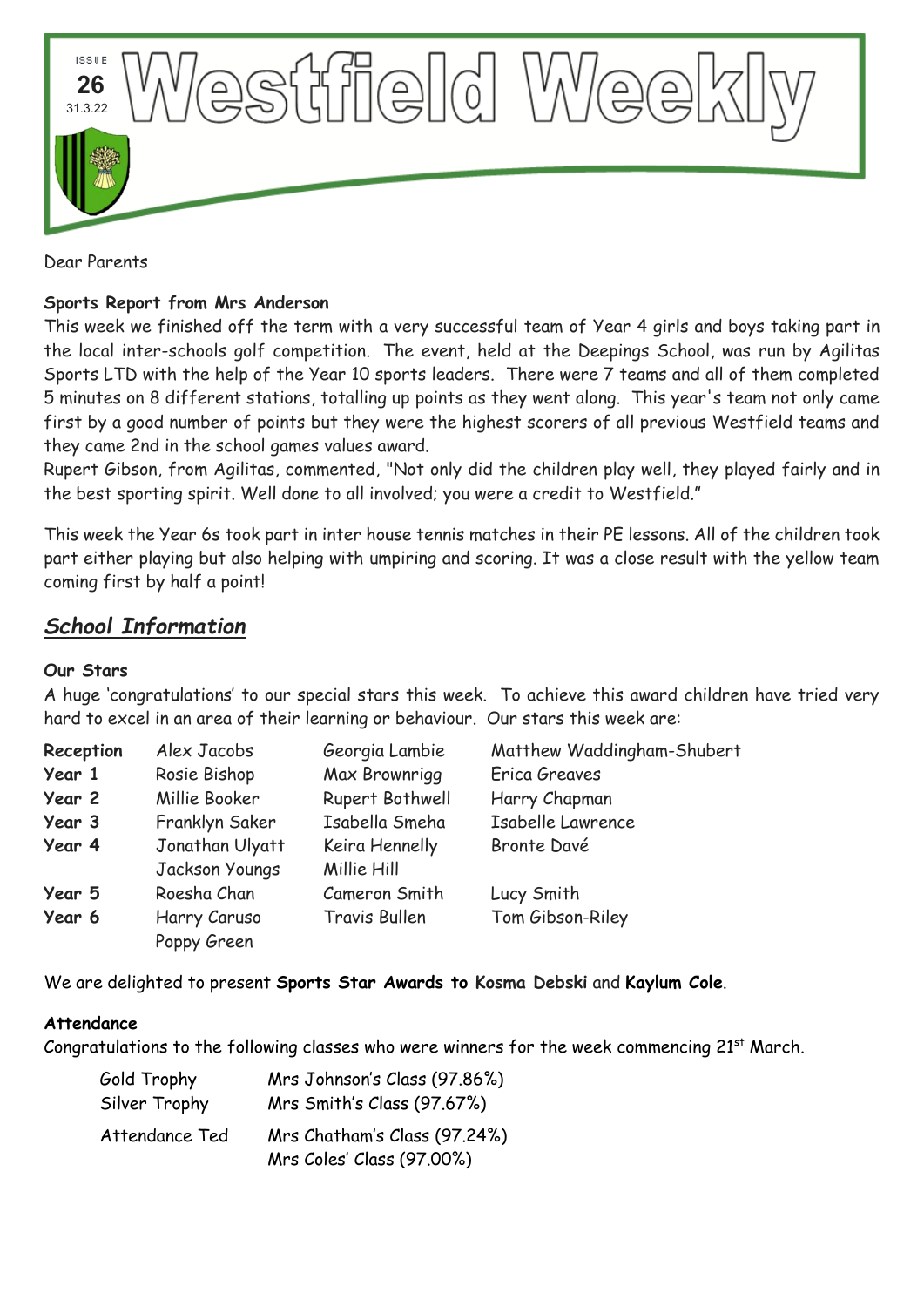# Westfield Weekly

ISSUE **26** 31.3.22

Dear Parents

**Sports Report from Mrs Anderson**

This week we finished off the term with a very successful team of Year 4 girls and boys taking part in the local inter-schools golf competition. The event, held at the Deepings School, was run by Agilitas Sports LTD with the help of the Year 10 sports leaders. There were 7 teams and all of them completed 5 minutes on 8 different stations, totalling up points as they went along. This year's team not only came first by a good number of points but they were the highest scorers of all previous Westfield teams and they came 2nd in the school games values award.

Rupert Gibson, from Agilitas, commented, "Not only did the children play well, they played fairly and in the best sporting spirit. Well done to all involved; you were a credit to Westfield."

This week the Year 6s took part in inter house tennis matches in their PE lessons. All of the children took part either playing but also helping with umpiring and scoring. It was a close result with the yellow team coming first by half a point!

## *School Information*

**Our Stars**

A huge 'congratulations' to our special stars this week. To achieve this award children have tried very hard to excel in an area of their learning or behaviour. Our stars this week are:

| | | | |
|---|---|---|---|
| **Reception** | Alex Jacobs | Georgia Lambie | Matthew Waddingham-Shubert |
| **Year 1** | Rosie Bishop | Max Brownrigg | Erica Greaves |
| **Year 2** | Millie Booker | Rupert Bothwell | Harry Chapman |
| **Year 3** | Franklyn Saker | Isabella Smeha | Isabelle Lawrence |
| **Year 4** | Jonathan Ulyatt | Keira Hennelly | Bronte Davé |
| | Jackson Youngs | Millie Hill | |
| **Year 5** | Roesha Chan | Cameron Smith | Lucy Smith |
| **Year 6** | Harry Caruso | Travis Bullen | Tom Gibson-Riley |
| | Poppy Green | | |

We are delighted to present **Sports Star Awards to Kosma Debski** and **Kaylum Cole**.

**Attendance**

Congratulations to the following classes who were winners for the week commencing 21st March.

| | |
|---|---|
| Gold Trophy | Mrs Johnson's Class (97.86%) |
| Silver Trophy | Mrs Smith's Class (97.67%) |
| Attendance Ted | Mrs Chatham's Class (97.24%) |
| | Mrs Coles' Class (97.00%) |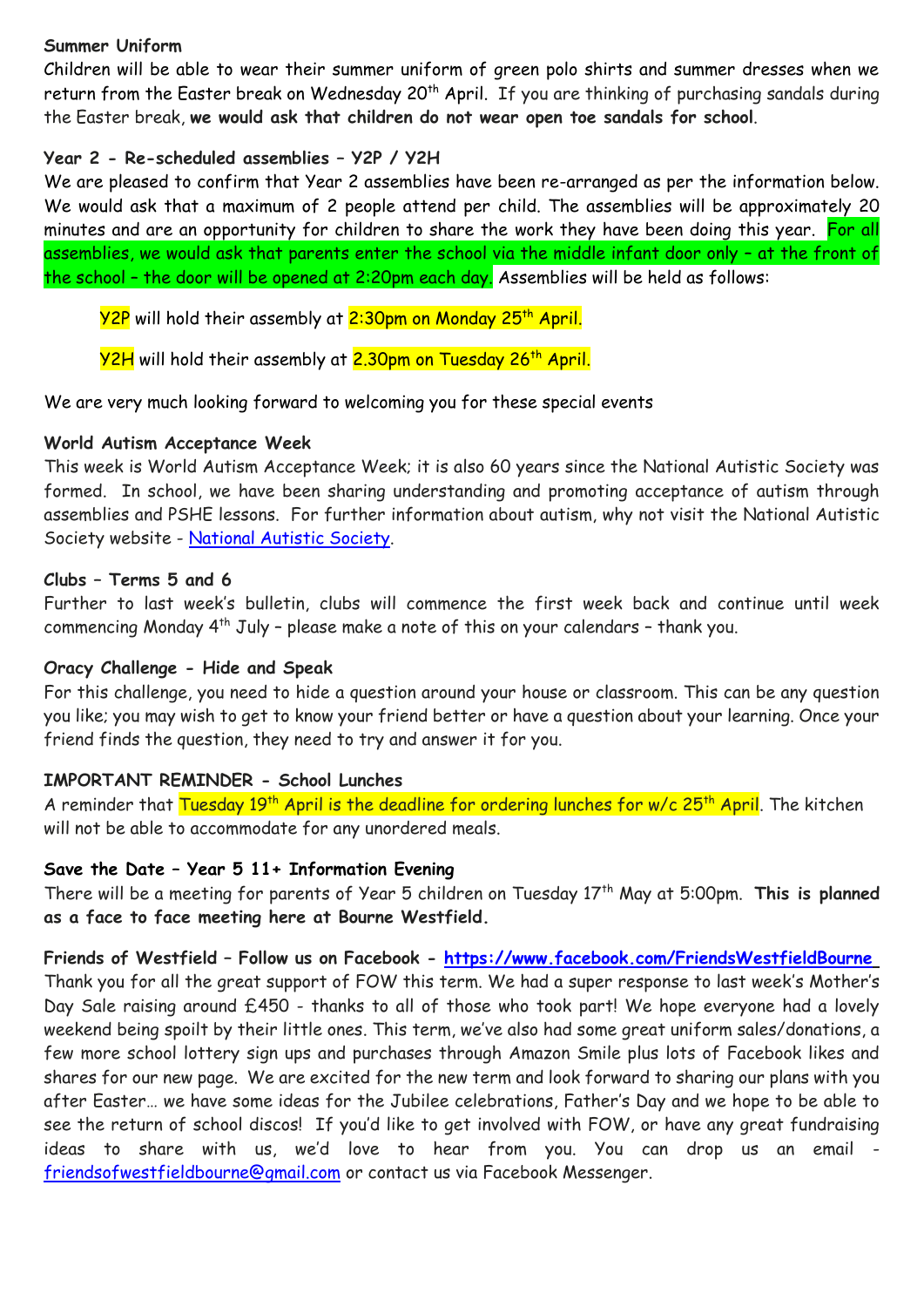**Summer Uniform**

Children will be able to wear their summer uniform of green polo shirts and summer dresses when we return from the Easter break on Wednesday 20th April. If you are thinking of purchasing sandals during the Easter break, **we would ask that children do not wear open toe sandals for school**.

**Year 2 - Re-scheduled assemblies – Y2P / Y2H**

We are pleased to confirm that Year 2 assemblies have been re-arranged as per the information below. We would ask that a maximum of 2 people attend per child. The assemblies will be approximately 20 minutes and are an opportunity for children to share the work they have been doing this year. For all assemblies, we would ask that parents enter the school via the middle infant door only – at the front of the school – the door will be opened at 2:20pm each day. Assemblies will be held as follows:

Y2P will hold their assembly at 2:30pm on Monday 25th April.

Y2H will hold their assembly at 2.30pm on Tuesday 26th April.

We are very much looking forward to welcoming you for these special events

**World Autism Acceptance Week**

This week is World Autism Acceptance Week; it is also 60 years since the National Autistic Society was formed. In school, we have been sharing understanding and promoting acceptance of autism through assemblies and PSHE lessons. For further information about autism, why not visit the National Autistic Society website - National Autistic Society.

**Clubs – Terms 5 and 6**

Further to last week's bulletin, clubs will commence the first week back and continue until week commencing Monday 4th July – please make a note of this on your calendars – thank you.

**Oracy Challenge - Hide and Speak**

For this challenge, you need to hide a question around your house or classroom. This can be any question you like; you may wish to get to know your friend better or have a question about your learning. Once your friend finds the question, they need to try and answer it for you.

**IMPORTANT REMINDER - School Lunches**

A reminder that Tuesday 19th April is the deadline for ordering lunches for w/c 25th April. The kitchen will not be able to accommodate for any unordered meals.

**Save the Date – Year 5 11+ Information Evening**

There will be a meeting for parents of Year 5 children on Tuesday 17th May at 5:00pm. **This is planned as a face to face meeting here at Bourne Westfield.**

**Friends of Westfield – Follow us on Facebook - https://www.facebook.com/FriendsWestfieldBourne**

Thank you for all the great support of FOW this term. We had a super response to last week's Mother's Day Sale raising around £450 - thanks to all of those who took part! We hope everyone had a lovely weekend being spoilt by their little ones. This term, we've also had some great uniform sales/donations, a few more school lottery sign ups and purchases through Amazon Smile plus lots of Facebook likes and shares for our new page. We are excited for the new term and look forward to sharing our plans with you after Easter… we have some ideas for the Jubilee celebrations, Father's Day and we hope to be able to see the return of school discos! If you'd like to get involved with FOW, or have any great fundraising ideas to share with us, we'd love to hear from you. You can drop us an email - friendsofwestfieldbourne@gmail.com or contact us via Facebook Messenger.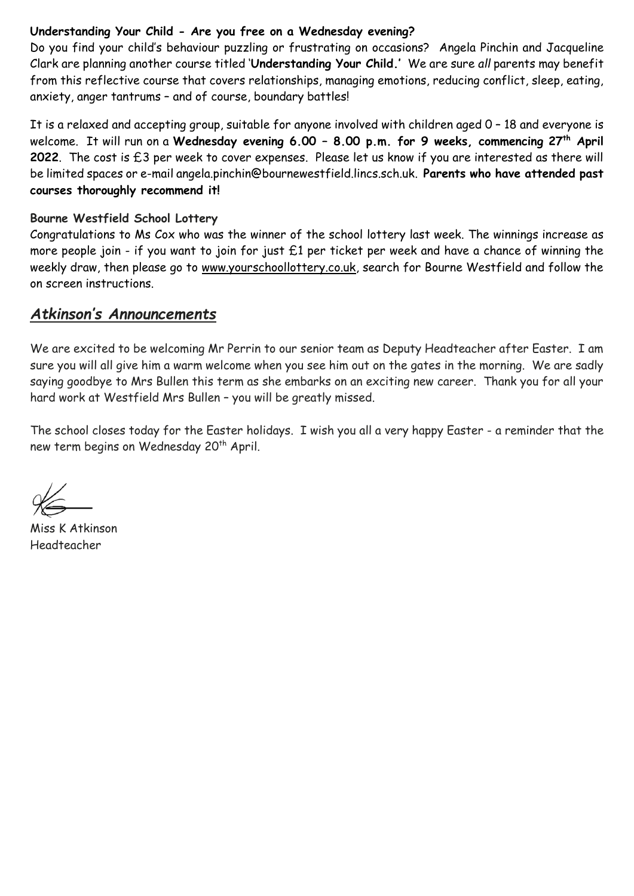**Understanding Your Child - Are you free on a Wednesday evening?**

Do you find your child's behaviour puzzling or frustrating on occasions? Angela Pinchin and Jacqueline Clark are planning another course titled '**Understanding Your Child.'** We are sure *all* parents may benefit from this reflective course that covers relationships, managing emotions, reducing conflict, sleep, eating, anxiety, anger tantrums – and of course, boundary battles!

It is a relaxed and accepting group, suitable for anyone involved with children aged 0 – 18 and everyone is welcome. It will run on a **Wednesday evening 6.00 – 8.00 p.m. for 9 weeks, commencing 27th April 2022**. The cost is £3 per week to cover expenses. Please let us know if you are interested as there will be limited spaces or e-mail angela.pinchin@bournewestfield.lincs.sch.uk. **Parents who have attended past courses thoroughly recommend it!**

**Bourne Westfield School Lottery**

Congratulations to Ms Cox who was the winner of the school lottery last week. The winnings increase as more people join - if you want to join for just £1 per ticket per week and have a chance of winning the weekly draw, then please go to www.yourschoollottery.co.uk, search for Bourne Westfield and follow the on screen instructions.

## *Atkinson's Announcements*

We are excited to be welcoming Mr Perrin to our senior team as Deputy Headteacher after Easter. I am sure you will all give him a warm welcome when you see him out on the gates in the morning. We are sadly saying goodbye to Mrs Bullen this term as she embarks on an exciting new career. Thank you for all your hard work at Westfield Mrs Bullen – you will be greatly missed.

The school closes today for the Easter holidays. I wish you all a very happy Easter - a reminder that the new term begins on Wednesday 20th April.

Miss K Atkinson
Headteacher